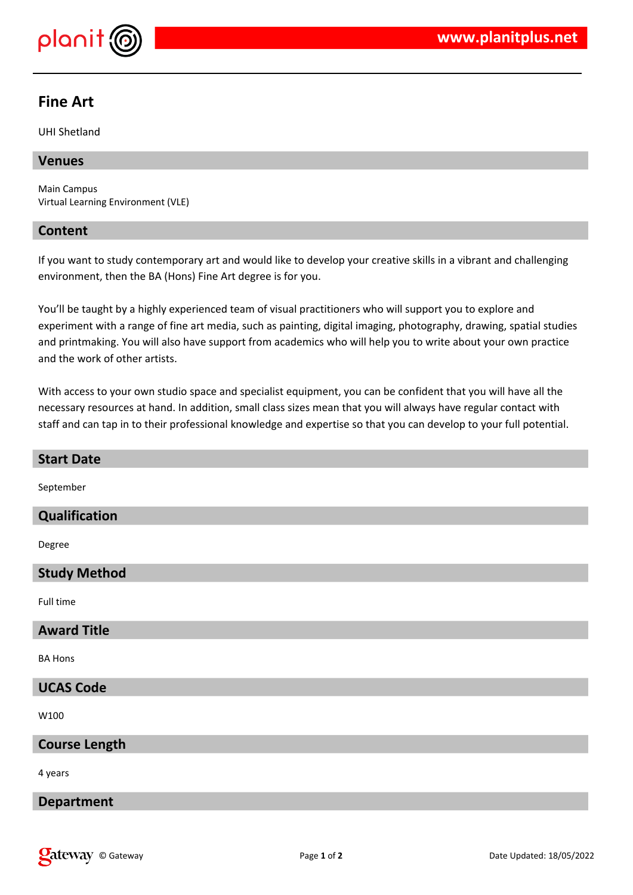# Fine Art

UHI Shetland

## Venues

Main Campus
Virtual Learning Environment (VLE)

## Content

If you want to study contemporary art and would like to develop your creative skills in a vibrant and challenging environment, then the BA (Hons) Fine Art degree is for you.

You'll be taught by a highly experienced team of visual practitioners who will support you to explore and experiment with a range of fine art media, such as painting, digital imaging, photography, drawing, spatial studies and printmaking. You will also have support from academics who will help you to write about your own practice and the work of other artists.

With access to your own studio space and specialist equipment, you can be confident that you will have all the necessary resources at hand. In addition, small class sizes mean that you will always have regular contact with staff and can tap in to their professional knowledge and expertise so that you can develop to your full potential.

## Start Date

September

## Qualification

Degree

## Study Method

Full time

## Award Title

BA Hons

## UCAS Code

W100

## Course Length

4 years

## Department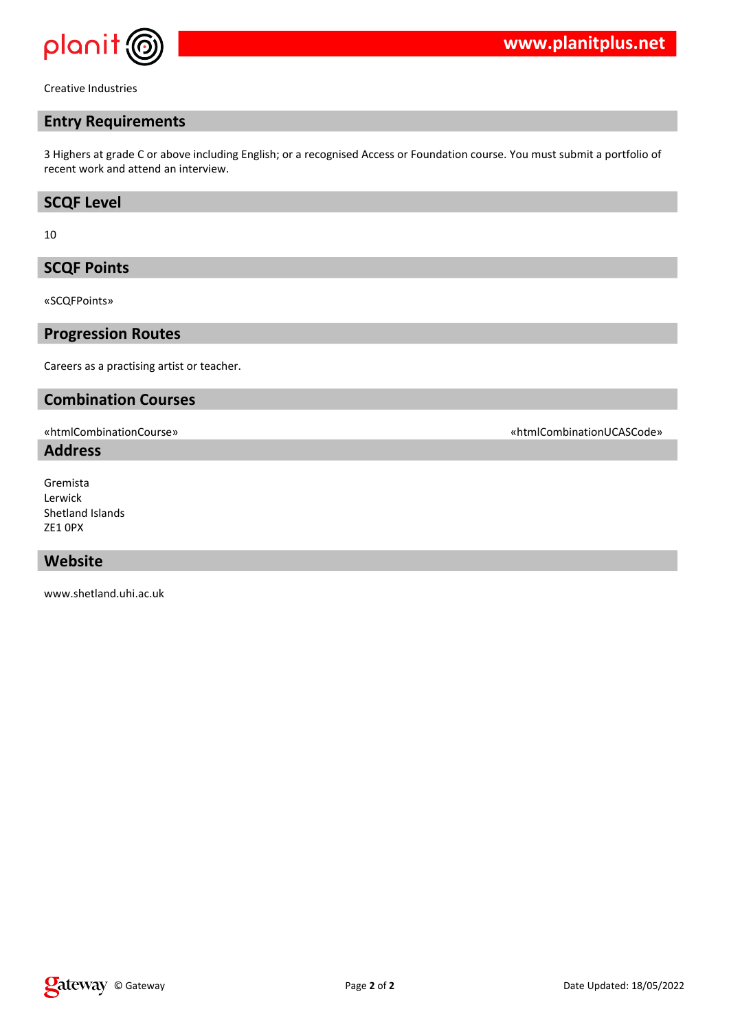Creative Industries

## Entry Requirements

3 Highers at grade C or above including English; or a recognised Access or Foundation course. You must submit a portfolio of recent work and attend an interview.

## SCQF Level

10

## SCQF Points

«SCQFPoints»

## Progression Routes

Careers as a practising artist or teacher.

## Combination Courses

«htmlCombinationCourse» «htmlCombinationUCASCode»

## Address

Gremista
Lerwick
Shetland Islands
ZE1 0PX

## Website

www.shetland.uhi.ac.uk